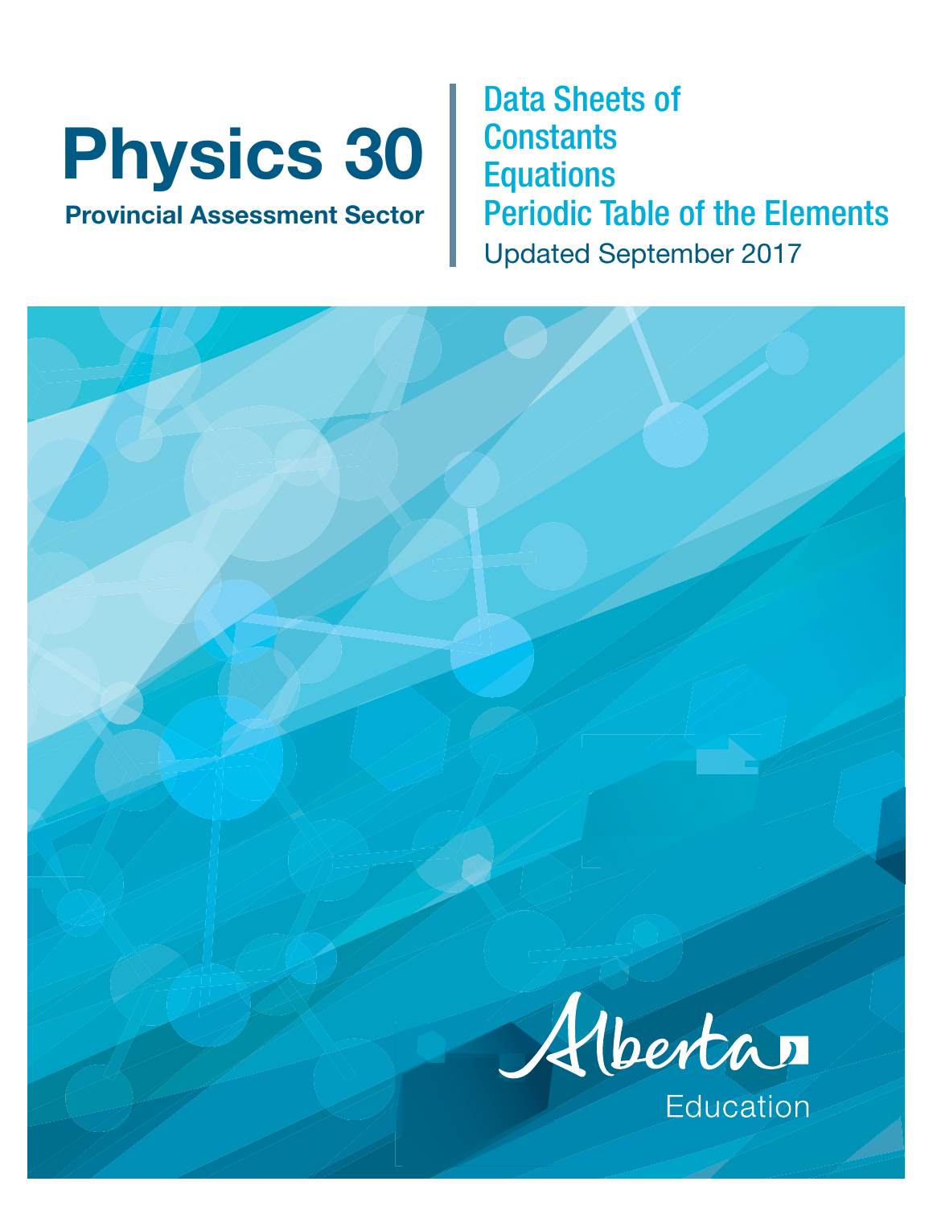# Physics 30

**Provincial Assessment Sector**

## Data Sheets of Constants Equations Periodic Table of the Elements

Updated September 2017

Alberta Education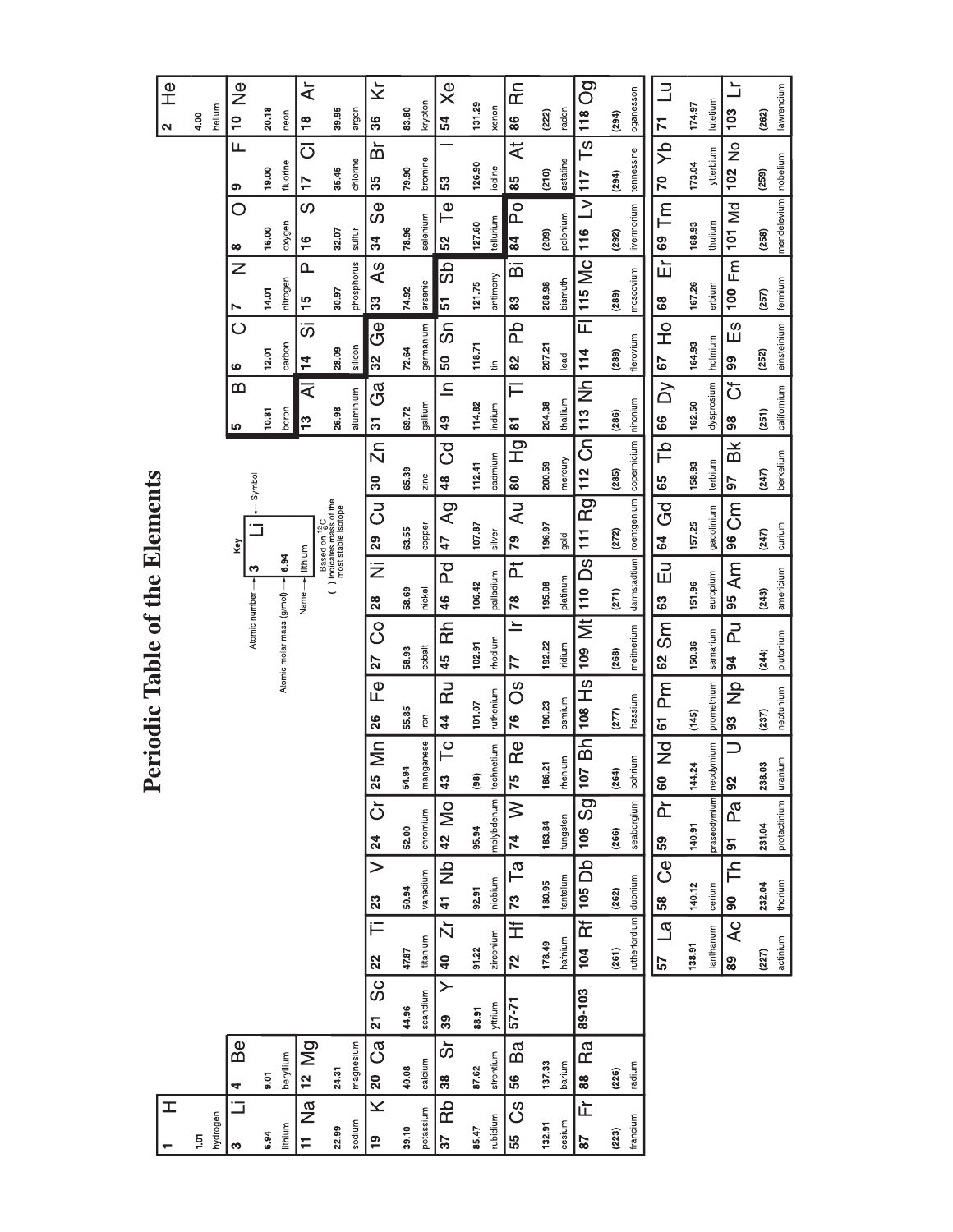# Periodic Table of the Elements

**Key**

| Atomic number → | 3 Li ← Symbol |
| --- | --- |
| Atomic molar mass (g/mol) → | 6.94 |
| Name → | lithium |

Based on $^{12}_{6}C$
( ) Indicates mass of the most stable isotope

| 1 H 1.01 hydrogen | | | | | | | | | | | | | | | | | 2 He 4.00 helium |
| --- | --- | --- | --- | --- | --- | --- | --- | --- | --- | --- | --- | --- | --- | --- | --- | --- | --- |
| 3 Li 6.94 lithium | 4 Be 9.01 beryllium | | | | | | | | | | | 5 B 10.81 boron | 6 C 12.01 carbon | 7 N 14.01 nitrogen | 8 O 16.00 oxygen | 9 F 19.00 fluorine | 10 Ne 20.18 neon |
| 11 Na 22.99 sodium | 12 Mg 24.31 magnesium | | | | | | | | | | | 13 Al 26.98 aluminium | 14 Si 28.09 silicon | 15 P 30.97 phosphorus | 16 S 32.07 sulfur | 17 Cl 35.45 chlorine | 18 Ar 39.95 argon |
| 19 K 39.10 potassium | 20 Ca 40.08 calcium | 21 Sc 44.96 scandium | 22 Ti 47.87 titanium | 23 V 50.94 vanadium | 24 Cr 52.00 chromium | 25 Mn 54.94 manganese | 26 Fe 55.85 iron | 27 Co 58.93 cobalt | 28 Ni 58.69 nickel | 29 Cu 63.55 copper | 30 Zn 65.39 zinc | 31 Ga 69.72 gallium | 32 Ge 72.64 germanium | 33 As 74.92 arsenic | 34 Se 78.96 selenium | 35 Br 79.90 bromine | 36 Kr 83.80 krypton |
| 37 Rb 85.47 rubidium | 38 Sr 87.62 strontium | 39 Y 88.91 yttrium | 40 Zr 91.22 zirconium | 41 Nb 92.91 niobium | 42 Mo 95.94 molybdenum | 43 Tc (98) technetium | 44 Ru 101.07 ruthenium | 45 Rh 102.91 rhodium | 46 Pd 106.42 palladium | 47 Ag 107.87 silver | 48 Cd 112.41 cadmium | 49 In 114.82 indium | 50 Sn 118.71 tin | 51 Sb 121.75 antimony | 52 Te 127.60 tellurium | 53 I 126.90 iodine | 54 Xe 131.29 xenon |
| 55 Cs 132.91 cesium | 56 Ba 137.33 barium | 57-71 | 72 Hf 178.49 hafnium | 73 Ta 180.95 tantalum | 74 W 183.84 tungsten | 75 Re 186.21 rhenium | 76 Os 190.23 osmium | 77 Ir 192.22 iridium | 78 Pt 195.08 platinum | 79 Au 196.97 gold | 80 Hg 200.59 mercury | 81 Tl 204.38 thallium | 82 Pb 207.21 lead | 83 Bi 208.98 bismuth | 84 Po (209) polonium | 85 At (210) astatine | 86 Rn (222) radon |
| 87 Fr (223) francium | 88 Ra (226) radium | 89-103 | 104 Rf (261) rutherfordium | 105 Db (262) dubnium | 106 Sg (266) seaborgium | 107 Bh (264) bohrium | 108 Hs (277) hassium | 109 Mt (268) meitnerium | 110 Ds (271) darmstadtium | 111 Rg (272) roentgenium | 112 Cn (285) copernicium | 113 Nh (286) nihonium | 114 Fl (289) flerovium | 115 Mc (289) moscovium | 116 Lv (292) livermorium | 117 Ts (294) tennessine | 118 Og (294) oganesson |

| 57 La 138.91 lanthanum | 58 Ce 140.12 cerium | 59 Pr 140.91 praseodymium | 60 Nd 144.24 neodymium | 61 Pm (145) promethium | 62 Sm 150.36 samarium | 63 Eu 151.96 europium | 64 Gd 157.25 gadolinium | 65 Tb 158.93 terbium | 66 Dy 162.50 dysprosium | 67 Ho 164.93 holmium | 68 Er 167.26 erbium | 69 Tm 168.93 thulium | 70 Yb 173.04 ytterbium | 71 Lu 174.97 lutetium |
| --- | --- | --- | --- | --- | --- | --- | --- | --- | --- | --- | --- | --- | --- | --- |
| 89 Ac (227) actinium | 90 Th 232.04 thorium | 91 Pa 231.04 protactinium | 92 U 238.03 uranium | 93 Np (237) neptunium | 94 Pu (244) plutonium | 95 Am (243) americium | 96 Cm (247) curium | 97 Bk (247) berkelium | 98 Cf (251) californium | 99 Es (252) einsteinium | 100 Fm (257) fermium | 101 Md (258) mendelevium | 102 No (259) nobelium | 103 Lr (262) lawrencium |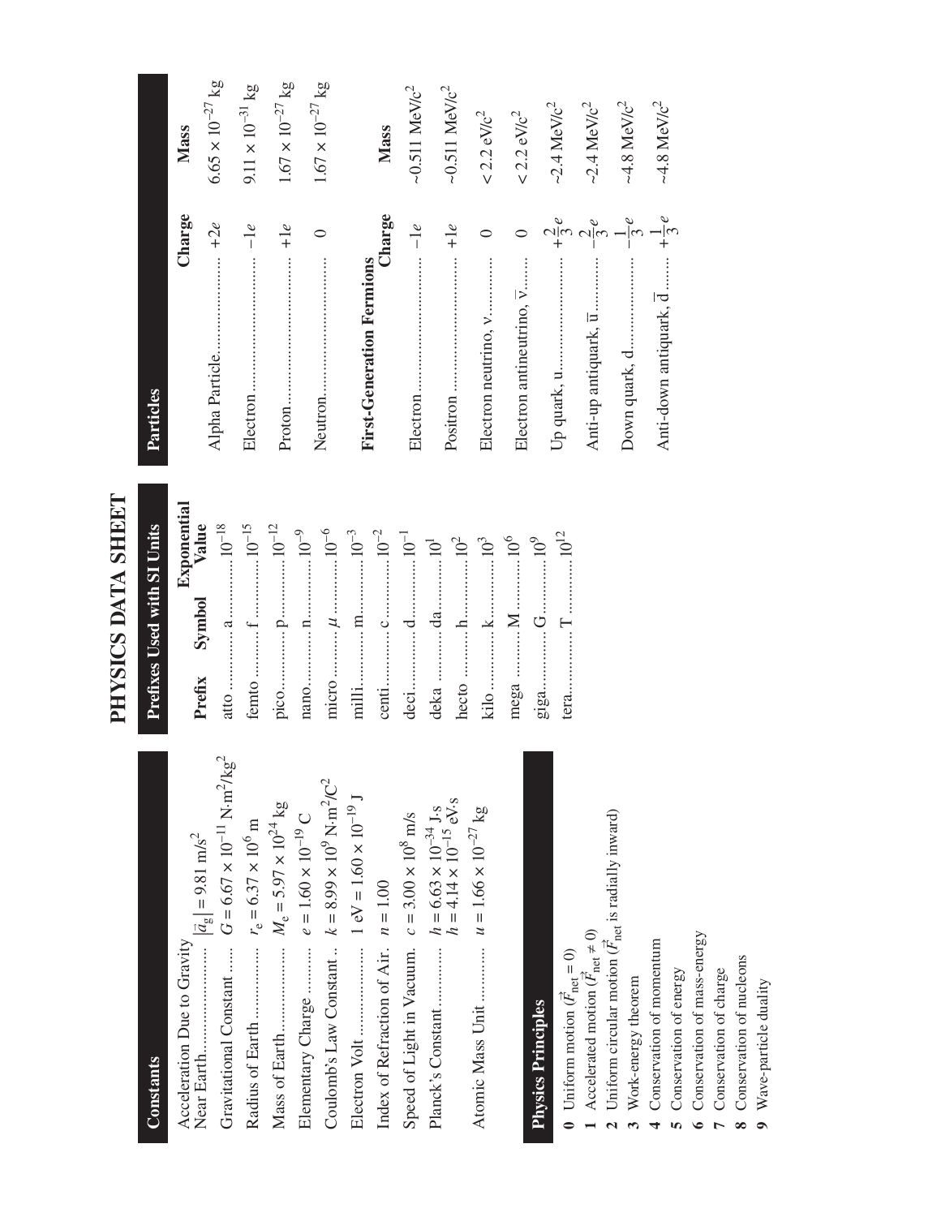# PHYSICS DATA SHEET

## Constants

| Constant | Value |
|---|---|
| Acceleration Due to Gravity Near Earth | $\lvert\vec{a}_g\rvert = 9.81 \text{ m/s}^2$ |
| Gravitational Constant | $G = 6.67 \times 10^{-11} \text{ N·m}^2/\text{kg}^2$ |
| Radius of Earth | $r_e = 6.37 \times 10^6 \text{ m}$ |
| Mass of Earth | $M_e = 5.97 \times 10^{24} \text{ kg}$ |
| Elementary Charge | $e = 1.60 \times 10^{-19} \text{ C}$ |
| Coulomb's Law Constant | $k = 8.99 \times 10^9 \text{ N·m}^2/\text{C}^2$ |
| Electron Volt | $1 \text{ eV} = 1.60 \times 10^{-19} \text{ J}$ |
| Index of Refraction of Air | $n = 1.00$ |
| Speed of Light in Vacuum | $c = 3.00 \times 10^8 \text{ m/s}$ |
| Planck's Constant | $h = 6.63 \times 10^{-34} \text{ J·s}$ <br> $h = 4.14 \times 10^{-15} \text{ eV·s}$ |
| Atomic Mass Unit | $u = 1.66 \times 10^{-27} \text{ kg}$ |

## Physics Principles

**0** Uniform motion ($\vec{F}_{\text{net}} = 0$)
**1** Accelerated motion ($\vec{F}_{\text{net}} \neq 0$)
**2** Uniform circular motion ($\vec{F}_{\text{net}}$ is radially inward)
**3** Work-energy theorem
**4** Conservation of momentum
**5** Conservation of energy
**6** Conservation of mass-energy
**7** Conservation of charge
**8** Conservation of nucleons
**9** Wave-particle duality

## Prefixes Used with SI Units

| Prefix | Symbol | Exponential Value |
|---|---|---|
| atto | a | $10^{-18}$ |
| femto | f | $10^{-15}$ |
| pico | p | $10^{-12}$ |
| nano | n | $10^{-9}$ |
| micro | $\mu$ | $10^{-6}$ |
| milli | m | $10^{-3}$ |
| centi | c | $10^{-2}$ |
| deci | d | $10^{-1}$ |
| deka | da | $10^{1}$ |
| hecto | h | $10^{2}$ |
| kilo | k | $10^{3}$ |
| mega | M | $10^{6}$ |
| giga | G | $10^{9}$ |
| tera | T | $10^{12}$ |

## Particles

| Particle | Charge | Mass |
|---|---|---|
| Alpha Particle | $+2e$ | $6.65 \times 10^{-27} \text{ kg}$ |
| Electron | $-1e$ | $9.11 \times 10^{-31} \text{ kg}$ |
| Proton | $+1e$ | $1.67 \times 10^{-27} \text{ kg}$ |
| Neutron | $0$ | $1.67 \times 10^{-27} \text{ kg}$ |

**First-Generation Fermions**

| Particle | Charge | Mass |
|---|---|---|
| Electron | $-1e$ | $\sim 0.511 \text{ MeV}/c^2$ |
| Positron | $+1e$ | $\sim 0.511 \text{ MeV}/c^2$ |
| Electron neutrino, $\nu$ | $0$ | $< 2.2 \text{ eV}/c^2$ |
| Electron antineutrino, $\bar{\nu}$ | $0$ | $< 2.2 \text{ eV}/c^2$ |
| Up quark, u | $+\frac{2}{3}e$ | $\sim 2.4 \text{ MeV}/c^2$ |
| Anti-up antiquark, $\bar{\text{u}}$ | $-\frac{2}{3}e$ | $\sim 2.4 \text{ MeV}/c^2$ |
| Down quark, d | $-\frac{1}{3}e$ | $\sim 4.8 \text{ MeV}/c^2$ |
| Anti-down antiquark, $\bar{\text{d}}$ | $+\frac{1}{3}e$ | $\sim 4.8 \text{ MeV}/c^2$ |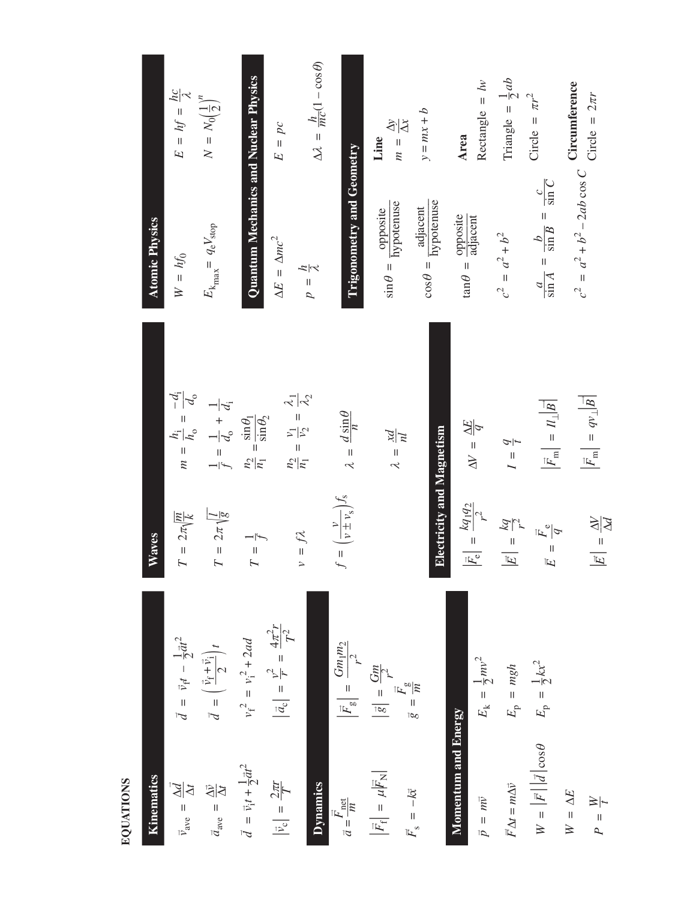# EQUATIONS

## Kinematics

$\vec{v}_{\text{ave}} = \frac{\Delta \vec{d}}{\Delta t}$

$\vec{d} = \vec{v}_f t - \frac{1}{2}\vec{a}t^2$

$\vec{a}_{\text{ave}} = \frac{\Delta \vec{v}}{\Delta t}$

$\vec{d} = \left(\frac{\vec{v}_f + \vec{v}_i}{2}\right) t$

$\vec{d} = \vec{v}_i t + \frac{1}{2}\vec{a}t^2$

$v_f^2 = v_i^2 + 2ad$

$|\vec{v}_c| = \frac{2\pi r}{T}$

$|\vec{a}_c| = \frac{v^2}{r} = \frac{4\pi^2 r}{T^2}$

## Dynamics

$\vec{a} = \frac{\vec{F}_{\text{net}}}{m}$

$|\vec{F}_g| = \frac{Gm_1 m_2}{r^2}$

$|\vec{F}_f| = \mu |\vec{F}_N|$

$|\vec{g}| = \frac{Gm}{r^2}$

$\vec{F}_s = -k\vec{x}$

$\vec{g} = \frac{\vec{F}_g}{m}$

## Momentum and Energy

$\vec{p} = m\vec{v}$

$E_k = \frac{1}{2}mv^2$

$\vec{F}\Delta t = m\Delta \vec{v}$

$E_p = mgh$

$W = |\vec{F}||\vec{d}|\cos\theta$

$E_p = \frac{1}{2}kx^2$

$W = \Delta E$

$P = \frac{W}{t}$

## Waves

$T = 2\pi\sqrt{\frac{m}{k}}$

$m = \frac{h_i}{h_o} = \frac{-d_i}{d_o}$

$T = 2\pi\sqrt{\frac{l}{g}}$

$\frac{1}{f} = \frac{1}{d_o} + \frac{1}{d_i}$

$T = \frac{1}{f}$

$\frac{n_2}{n_1} = \frac{\sin\theta_1}{\sin\theta_2}$

$v = f\lambda$

$\frac{n_2}{n_1} = \frac{v_1}{v_2} = \frac{\lambda_1}{\lambda_2}$

$f = \left(\frac{v}{v \pm v_s}\right) f_s$

$\lambda = \frac{d\sin\theta}{n}$

$\lambda = \frac{xd}{nl}$

## Electricity and Magnetism

$|\vec{F}_e| = \frac{kq_1 q_2}{r^2}$

$\Delta V = \frac{\Delta E}{q}$

$|\vec{E}| = \frac{kq}{r^2}$

$I = \frac{q}{t}$

$\vec{E} = \frac{\vec{F}_e}{q}$

$|\vec{F}_m| = Il_{\perp}|\vec{B}|$

$|\vec{E}| = \frac{\Delta V}{\Delta d}$

$|\vec{F}_m| = qv_{\perp}|\vec{B}|$

## Atomic Physics

$W = hf_0$

$E = hf = \frac{hc}{\lambda}$

$E_{k_{\max}} = q_e V_{\text{stop}}$

$N = N_0\left(\frac{1}{2}\right)^n$

## Quantum Mechanics and Nuclear Physics

$\Delta E = \Delta mc^2$

$E = pc$

$p = \frac{h}{\lambda}$

$\Delta\lambda = \frac{h}{mc}(1 - \cos\theta)$

## Trigonometry and Geometry

$\sin\theta = \frac{\text{opposite}}{\text{hypotenuse}}$

$\cos\theta = \frac{\text{adjacent}}{\text{hypotenuse}}$

$\tan\theta = \frac{\text{opposite}}{\text{adjacent}}$

$c^2 = a^2 + b^2$

$\frac{a}{\sin A} = \frac{b}{\sin B} = \frac{c}{\sin C}$

$c^2 = a^2 + b^2 - 2ab\cos C$

**Line**

$m = \frac{\Delta y}{\Delta x}$

$y = mx + b$

**Area**

Rectangle $= lw$

Triangle $= \frac{1}{2}ab$

Circle $= \pi r^2$

**Circumference**

Circle $= 2\pi r$